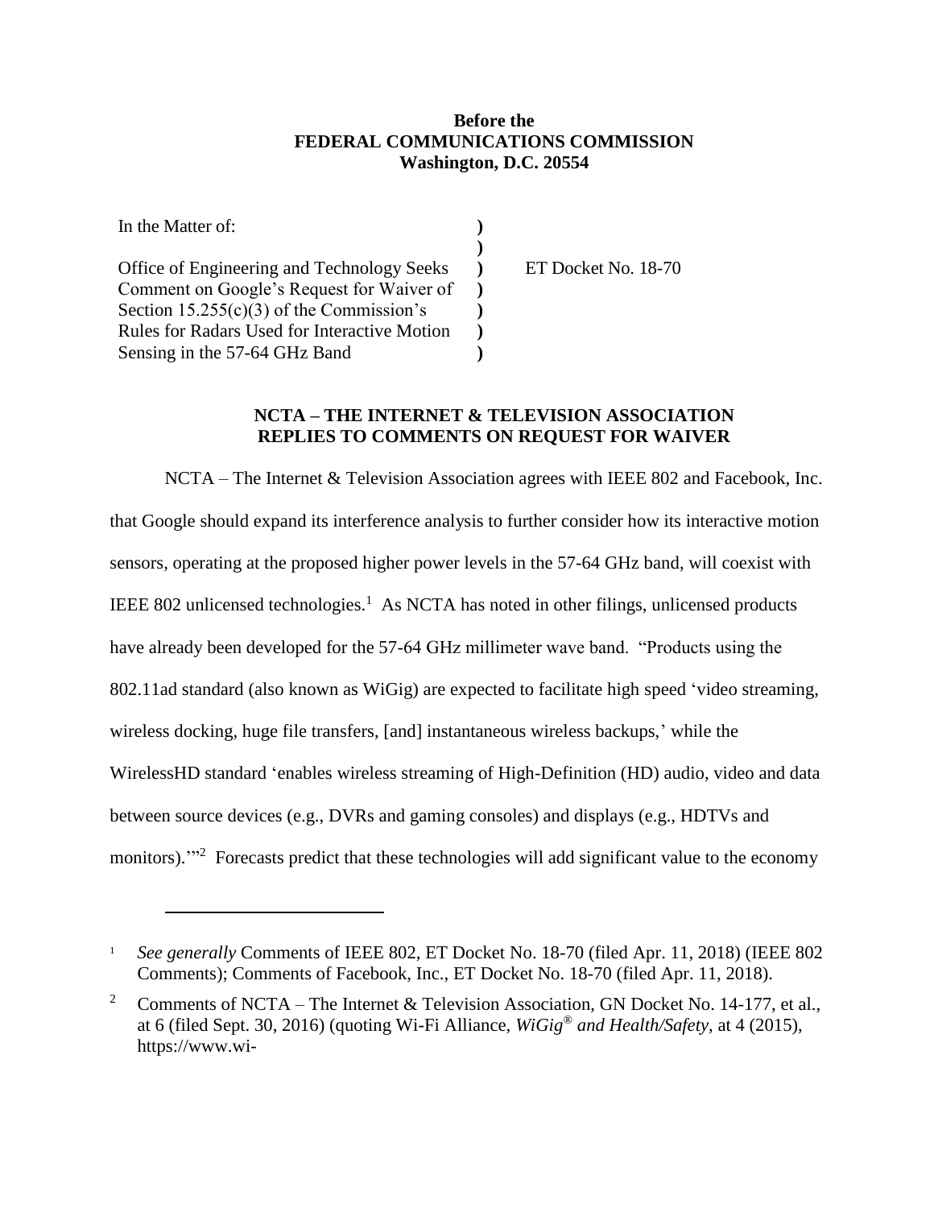**Before the**
**FEDERAL COMMUNICATIONS COMMISSION**
**Washington, D.C. 20554**

| | | |
|---|---|---|
| In the Matter of: | ) | |
| | ) | |
| Office of Engineering and Technology Seeks Comment on Google's Request for Waiver of Section 15.255(c)(3) of the Commission's Rules for Radars Used for Interactive Motion Sensing in the 57-64 GHz Band | ) | ET Docket No. 18-70 |

**NCTA – THE INTERNET & TELEVISION ASSOCIATION REPLIES TO COMMENTS ON REQUEST FOR WAIVER**

NCTA – The Internet & Television Association agrees with IEEE 802 and Facebook, Inc. that Google should expand its interference analysis to further consider how its interactive motion sensors, operating at the proposed higher power levels in the 57-64 GHz band, will coexist with IEEE 802 unlicensed technologies.[1] As NCTA has noted in other filings, unlicensed products have already been developed for the 57-64 GHz millimeter wave band. "Products using the 802.11ad standard (also known as WiGig) are expected to facilitate high speed 'video streaming, wireless docking, huge file transfers, [and] instantaneous wireless backups,' while the WirelessHD standard 'enables wireless streaming of High-Definition (HD) audio, video and data between source devices (e.g., DVRs and gaming consoles) and displays (e.g., HDTVs and monitors).'"[2] Forecasts predict that these technologies will add significant value to the economy

---

[1] *See generally* Comments of IEEE 802, ET Docket No. 18-70 (filed Apr. 11, 2018) (IEEE 802 Comments); Comments of Facebook, Inc., ET Docket No. 18-70 (filed Apr. 11, 2018).

[2] Comments of NCTA – The Internet & Television Association, GN Docket No. 14-177, et al., at 6 (filed Sept. 30, 2016) (quoting Wi-Fi Alliance, *WiGig® and Health/Safety*, at 4 (2015), https://www.wi-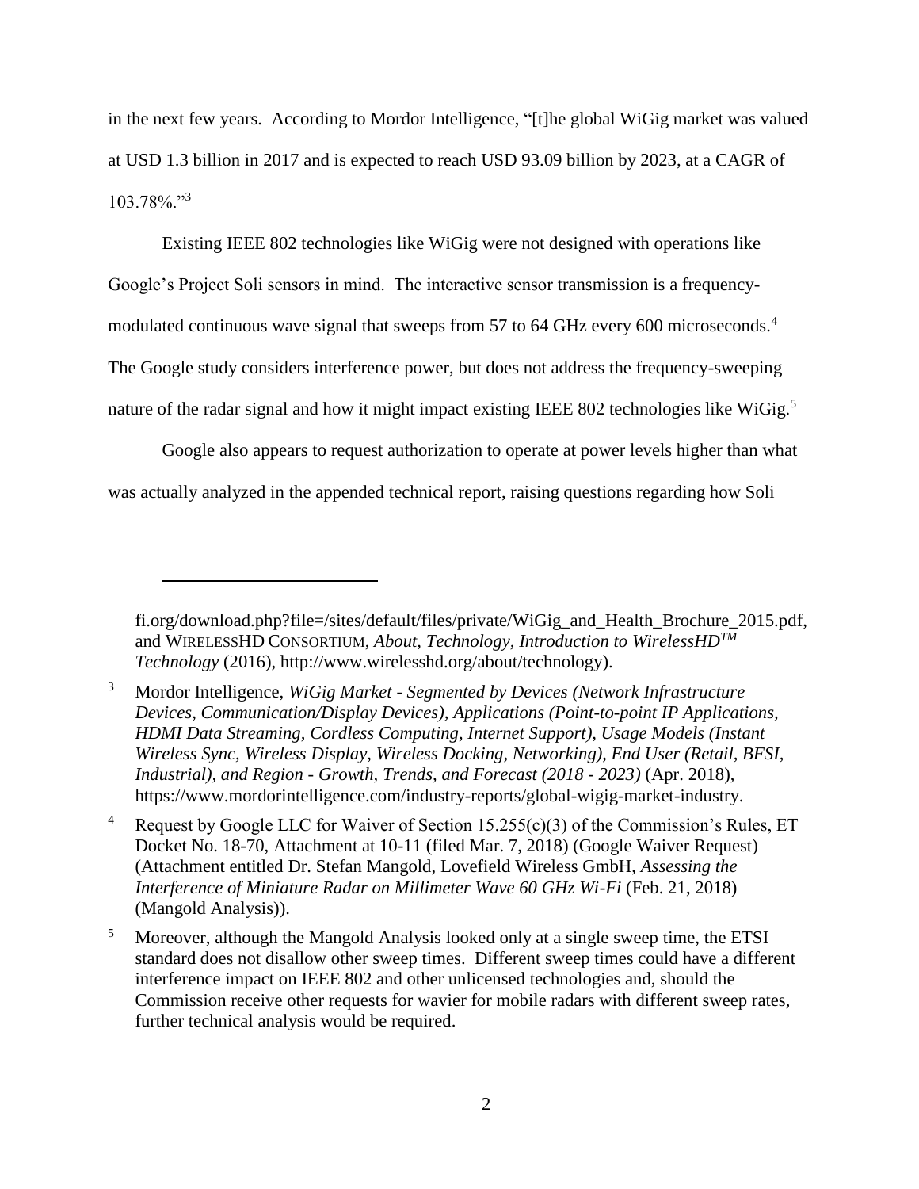in the next few years. According to Mordor Intelligence, "[t]he global WiGig market was valued at USD 1.3 billion in 2017 and is expected to reach USD 93.09 billion by 2023, at a CAGR of 103.78%."[3]

Existing IEEE 802 technologies like WiGig were not designed with operations like Google's Project Soli sensors in mind. The interactive sensor transmission is a frequency-modulated continuous wave signal that sweeps from 57 to 64 GHz every 600 microseconds.[4] The Google study considers interference power, but does not address the frequency-sweeping nature of the radar signal and how it might impact existing IEEE 802 technologies like WiGig.[5]

Google also appears to request authorization to operate at power levels higher than what was actually analyzed in the appended technical report, raising questions regarding how Soli

---

fi.org/download.php?file=/sites/default/files/private/WiGig_and_Health_Brochure_2015.pdf, and WIRELESSHD CONSORTIUM, *About, Technology, Introduction to WirelessHD™ Technology* (2016), http://www.wirelesshd.org/about/technology).

[3] Mordor Intelligence, *WiGig Market - Segmented by Devices (Network Infrastructure Devices, Communication/Display Devices), Applications (Point-to-point IP Applications, HDMI Data Streaming, Cordless Computing, Internet Support), Usage Models (Instant Wireless Sync, Wireless Display, Wireless Docking, Networking), End User (Retail, BFSI, Industrial), and Region - Growth, Trends, and Forecast (2018 - 2023)* (Apr. 2018), https://www.mordorintelligence.com/industry-reports/global-wigig-market-industry.

[4] Request by Google LLC for Waiver of Section 15.255(c)(3) of the Commission's Rules, ET Docket No. 18-70, Attachment at 10-11 (filed Mar. 7, 2018) (Google Waiver Request) (Attachment entitled Dr. Stefan Mangold, Lovefield Wireless GmbH, *Assessing the Interference of Miniature Radar on Millimeter Wave 60 GHz Wi-Fi* (Feb. 21, 2018) (Mangold Analysis)).

[5] Moreover, although the Mangold Analysis looked only at a single sweep time, the ETSI standard does not disallow other sweep times. Different sweep times could have a different interference impact on IEEE 802 and other unlicensed technologies and, should the Commission receive other requests for wavier for mobile radars with different sweep rates, further technical analysis would be required.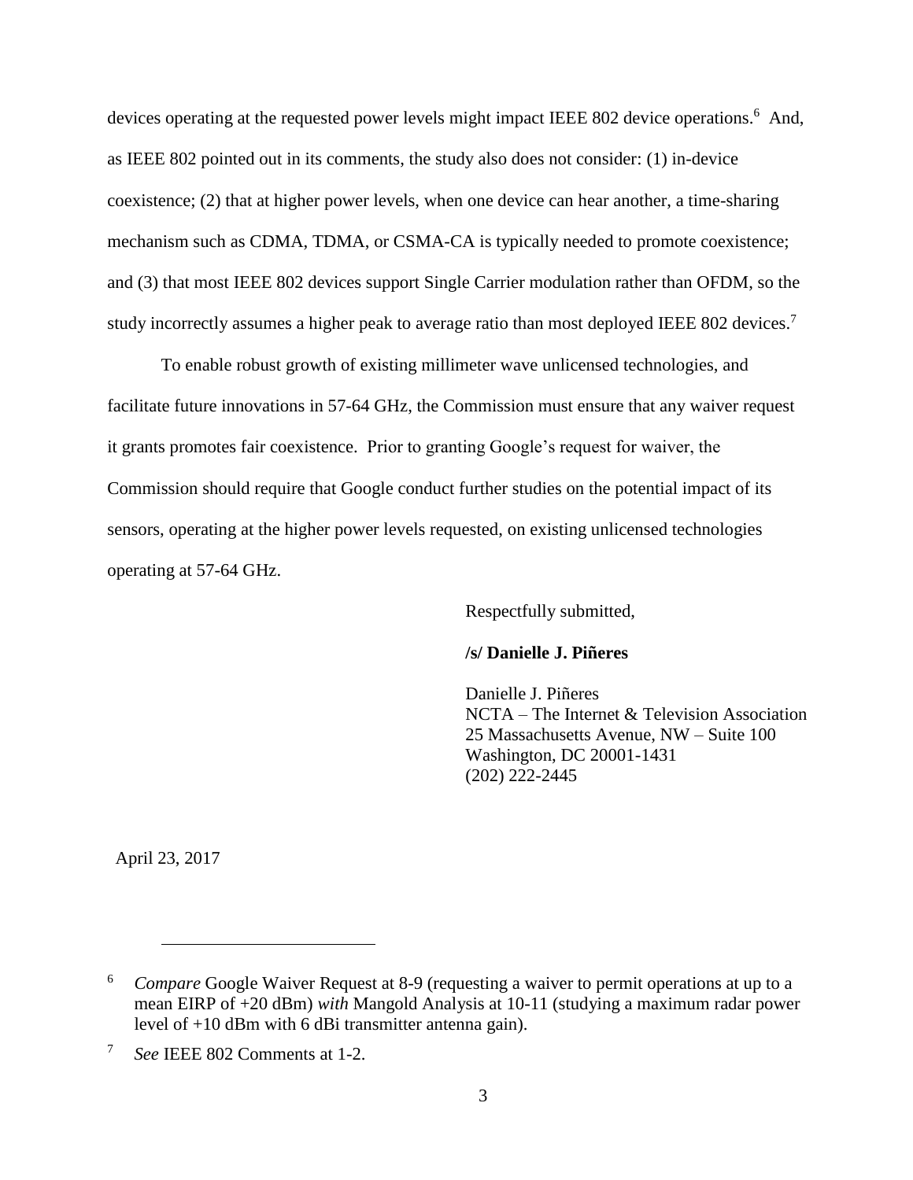devices operating at the requested power levels might impact IEEE 802 device operations.[6] And, as IEEE 802 pointed out in its comments, the study also does not consider: (1) in-device coexistence; (2) that at higher power levels, when one device can hear another, a time-sharing mechanism such as CDMA, TDMA, or CSMA-CA is typically needed to promote coexistence; and (3) that most IEEE 802 devices support Single Carrier modulation rather than OFDM, so the study incorrectly assumes a higher peak to average ratio than most deployed IEEE 802 devices.[7]

To enable robust growth of existing millimeter wave unlicensed technologies, and facilitate future innovations in 57-64 GHz, the Commission must ensure that any waiver request it grants promotes fair coexistence. Prior to granting Google's request for waiver, the Commission should require that Google conduct further studies on the potential impact of its sensors, operating at the higher power levels requested, on existing unlicensed technologies operating at 57-64 GHz.

Respectfully submitted,

**/s/ Danielle J. Piñeres**

Danielle J. Piñeres
NCTA – The Internet & Television Association
25 Massachusetts Avenue, NW – Suite 100
Washington, DC 20001-1431
(202) 222-2445

April 23, 2017

---

[6] *Compare* Google Waiver Request at 8-9 (requesting a waiver to permit operations at up to a mean EIRP of +20 dBm) *with* Mangold Analysis at 10-11 (studying a maximum radar power level of +10 dBm with 6 dBi transmitter antenna gain).

[7] *See* IEEE 802 Comments at 1-2.